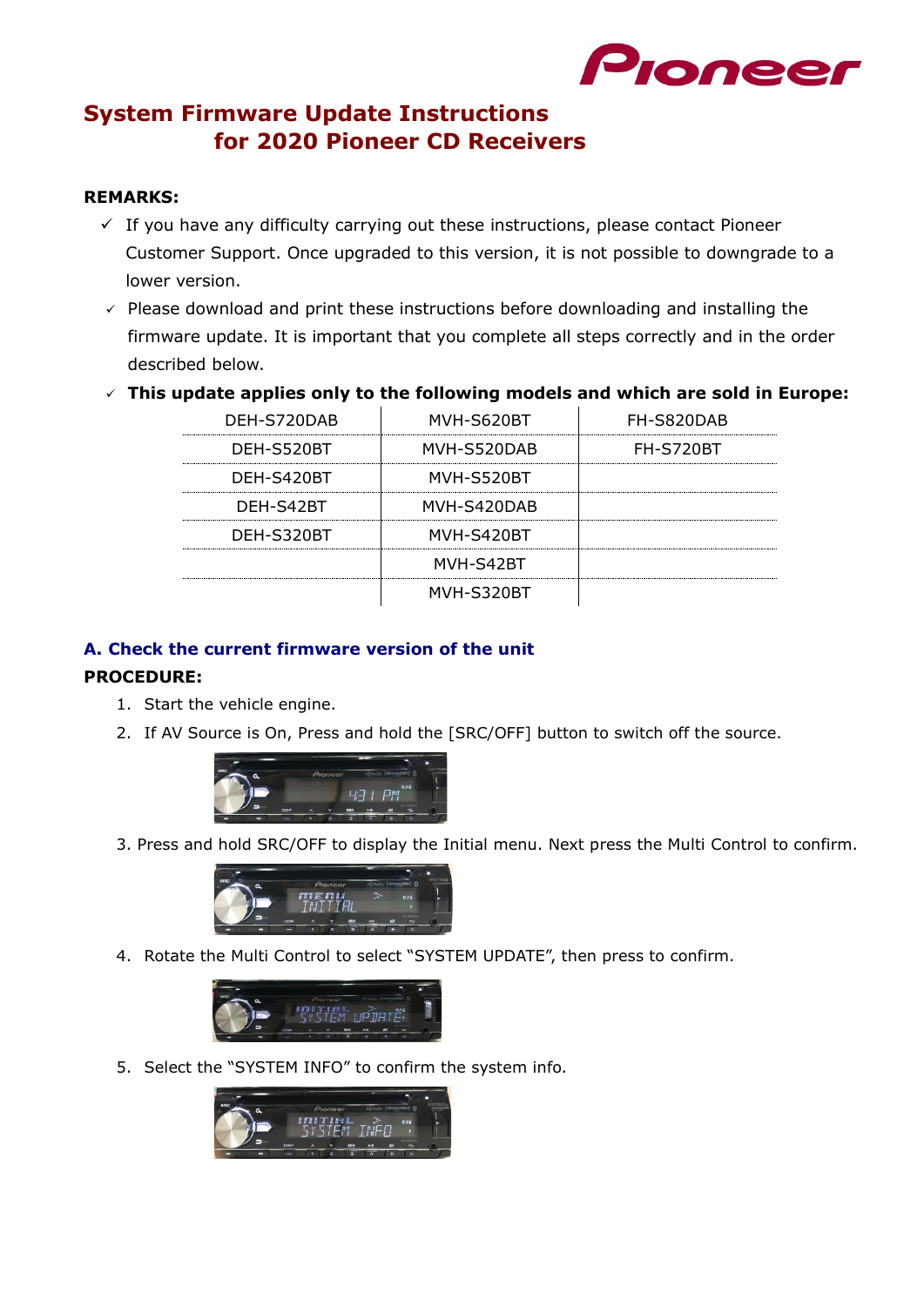Pioneer

# System Firmware Update Instructions for 2020 Pioneer CD Receivers

**REMARKS:**

- ✓ If you have any difficulty carrying out these instructions, please contact Pioneer Customer Support. Once upgraded to this version, it is not possible to downgrade to a lower version.
- ✓ Please download and print these instructions before downloading and installing the firmware update. It is important that you complete all steps correctly and in the order described below.
- ✓ **This update applies only to the following models and which are sold in Europe:**

| | | |
|---|---|---|
| DEH-S720DAB | MVH-S620BT | FH-S820DAB |
| DEH-S520BT | MVH-S520DAB | FH-S720BT |
| DEH-S420BT | MVH-S520BT | |
| DEH-S42BT | MVH-S420DAB | |
| DEH-S320BT | MVH-S420BT | |
| | MVH-S42BT | |
| | MVH-S320BT | |

## A. Check the current firmware version of the unit

**PROCEDURE:**

1. Start the vehicle engine.
2. If AV Source is On, Press and hold the [SRC/OFF] button to switch off the source.
3. Press and hold SRC/OFF to display the Initial menu. Next press the Multi Control to confirm.
4. Rotate the Multi Control to select "SYSTEM UPDATE", then press to confirm.
5. Select the "SYSTEM INFO" to confirm the system info.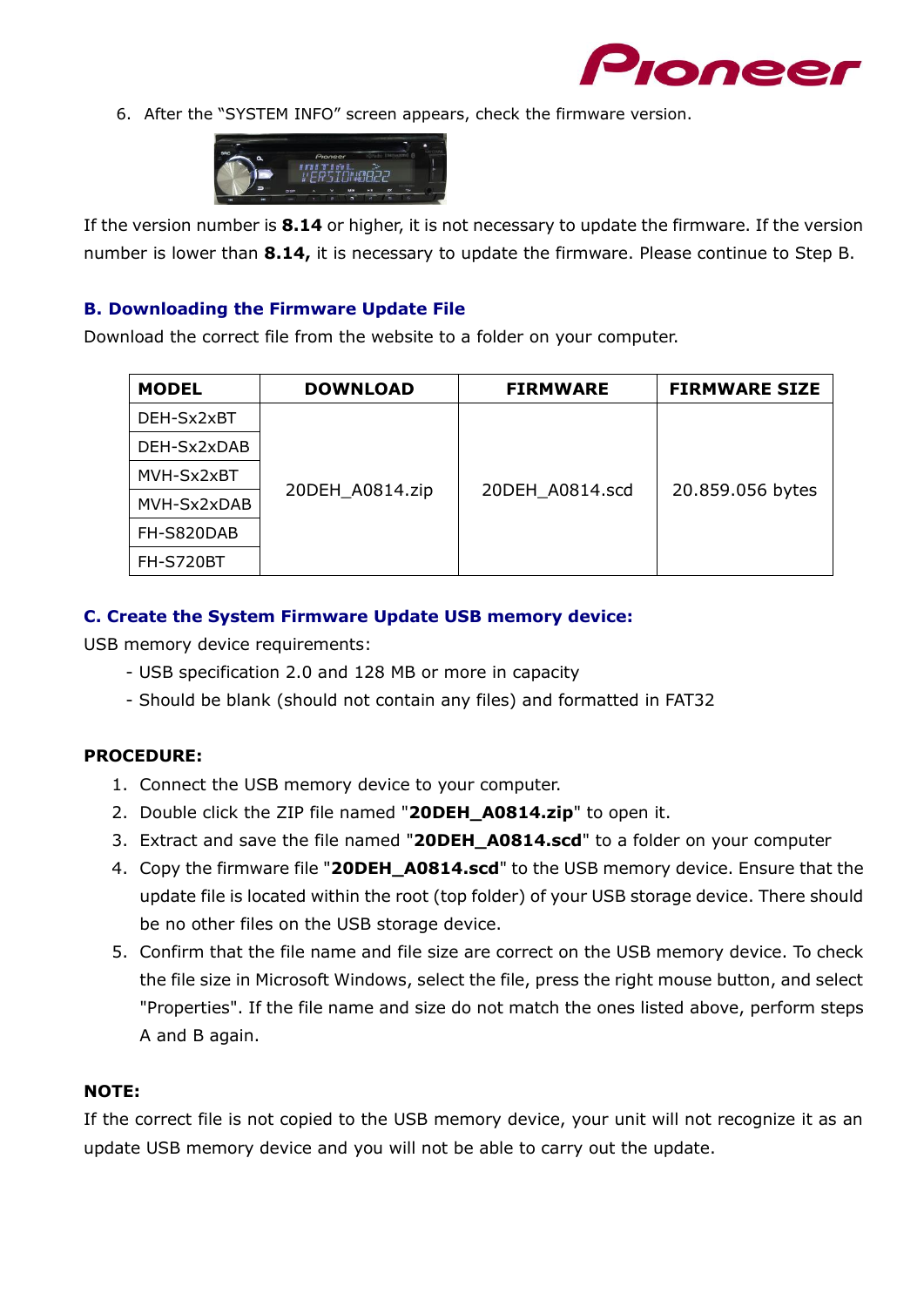6. After the "SYSTEM INFO" screen appears, check the firmware version.

If the version number is **8.14** or higher, it is not necessary to update the firmware. If the version number is lower than **8.14,** it is necessary to update the firmware. Please continue to Step B.

### B. Downloading the Firmware Update File

Download the correct file from the website to a folder on your computer.

| MODEL | DOWNLOAD | FIRMWARE | FIRMWARE SIZE |
|---|---|---|---|
| DEH-Sx2xBT | 20DEH_A0814.zip | 20DEH_A0814.scd | 20.859.056 bytes |
| DEH-Sx2xDAB | | | |
| MVH-Sx2xBT | | | |
| MVH-Sx2xDAB | | | |
| FH-S820DAB | | | |
| FH-S720BT | | | |

### C. Create the System Firmware Update USB memory device:

USB memory device requirements:

- USB specification 2.0 and 128 MB or more in capacity
- Should be blank (should not contain any files) and formatted in FAT32

**PROCEDURE:**

1. Connect the USB memory device to your computer.
2. Double click the ZIP file named "**20DEH_A0814.zip**" to open it.
3. Extract and save the file named "**20DEH_A0814.scd**" to a folder on your computer
4. Copy the firmware file "**20DEH_A0814.scd**" to the USB memory device. Ensure that the update file is located within the root (top folder) of your USB storage device. There should be no other files on the USB storage device.
5. Confirm that the file name and file size are correct on the USB memory device. To check the file size in Microsoft Windows, select the file, press the right mouse button, and select "Properties". If the file name and size do not match the ones listed above, perform steps A and B again.

**NOTE:**

If the correct file is not copied to the USB memory device, your unit will not recognize it as an update USB memory device and you will not be able to carry out the update.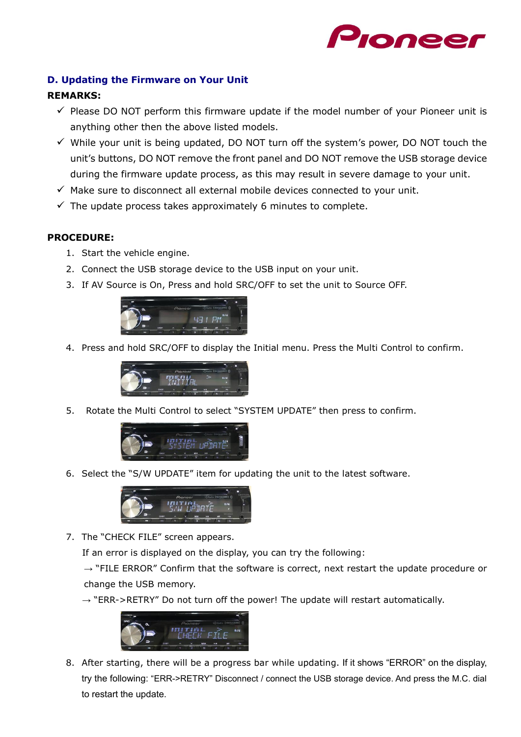## D. Updating the Firmware on Your Unit

**REMARKS:**

- ✓ Please DO NOT perform this firmware update if the model number of your Pioneer unit is anything other then the above listed models.
- ✓ While your unit is being updated, DO NOT turn off the system's power, DO NOT touch the unit's buttons, DO NOT remove the front panel and DO NOT remove the USB storage device during the firmware update process, as this may result in severe damage to your unit.
- ✓ Make sure to disconnect all external mobile devices connected to your unit.
- ✓ The update process takes approximately 6 minutes to complete.

**PROCEDURE:**

1. Start the vehicle engine.
2. Connect the USB storage device to the USB input on your unit.
3. If AV Source is On, Press and hold SRC/OFF to set the unit to Source OFF.
4. Press and hold SRC/OFF to display the Initial menu. Press the Multi Control to confirm.
5. Rotate the Multi Control to select "SYSTEM UPDATE" then press to confirm.
6. Select the "S/W UPDATE" item for updating the unit to the latest software.
7. The "CHECK FILE" screen appears.
   If an error is displayed on the display, you can try the following:
   → "FILE ERROR" Confirm that the software is correct, next restart the update procedure or change the USB memory.
   → "ERR->RETRY" Do not turn off the power! The update will restart automatically.
8. After starting, there will be a progress bar while updating. If it shows "ERROR" on the display, try the following: "ERR->RETRY" Disconnect / connect the USB storage device. And press the M.C. dial to restart the update.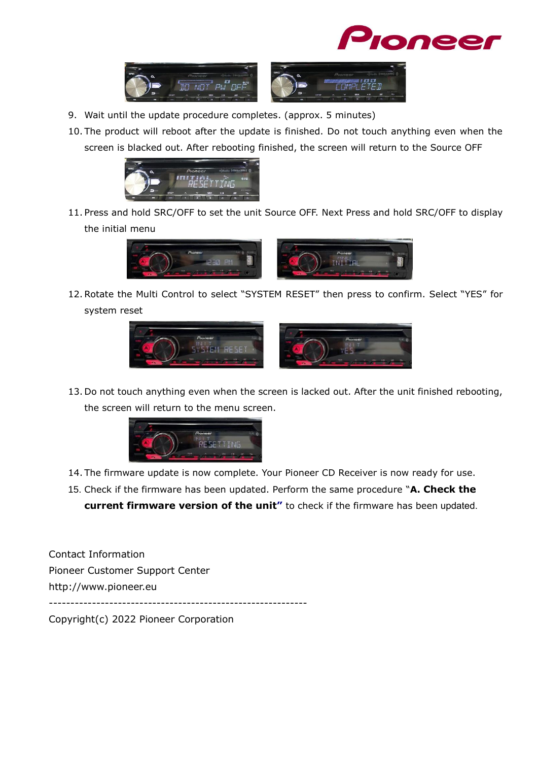9. Wait until the update procedure completes. (approx. 5 minutes)
10. The product will reboot after the update is finished. Do not touch anything even when the screen is blacked out. After rebooting finished, the screen will return to the Source OFF
11. Press and hold SRC/OFF to set the unit Source OFF. Next Press and hold SRC/OFF to display the initial menu
12. Rotate the Multi Control to select "SYSTEM RESET" then press to confirm. Select "YES" for system reset
13. Do not touch anything even when the screen is lacked out. After the unit finished rebooting, the screen will return to the menu screen.
14. The firmware update is now complete. Your Pioneer CD Receiver is now ready for use.
15. Check if the firmware has been updated. Perform the same procedure "**A. Check the current firmware version of the unit"** to check if the firmware has been updated.

Contact Information

Pioneer Customer Support Center

http://www.pioneer.eu

------------------------------------------------------------

Copyright(c) 2022 Pioneer Corporation